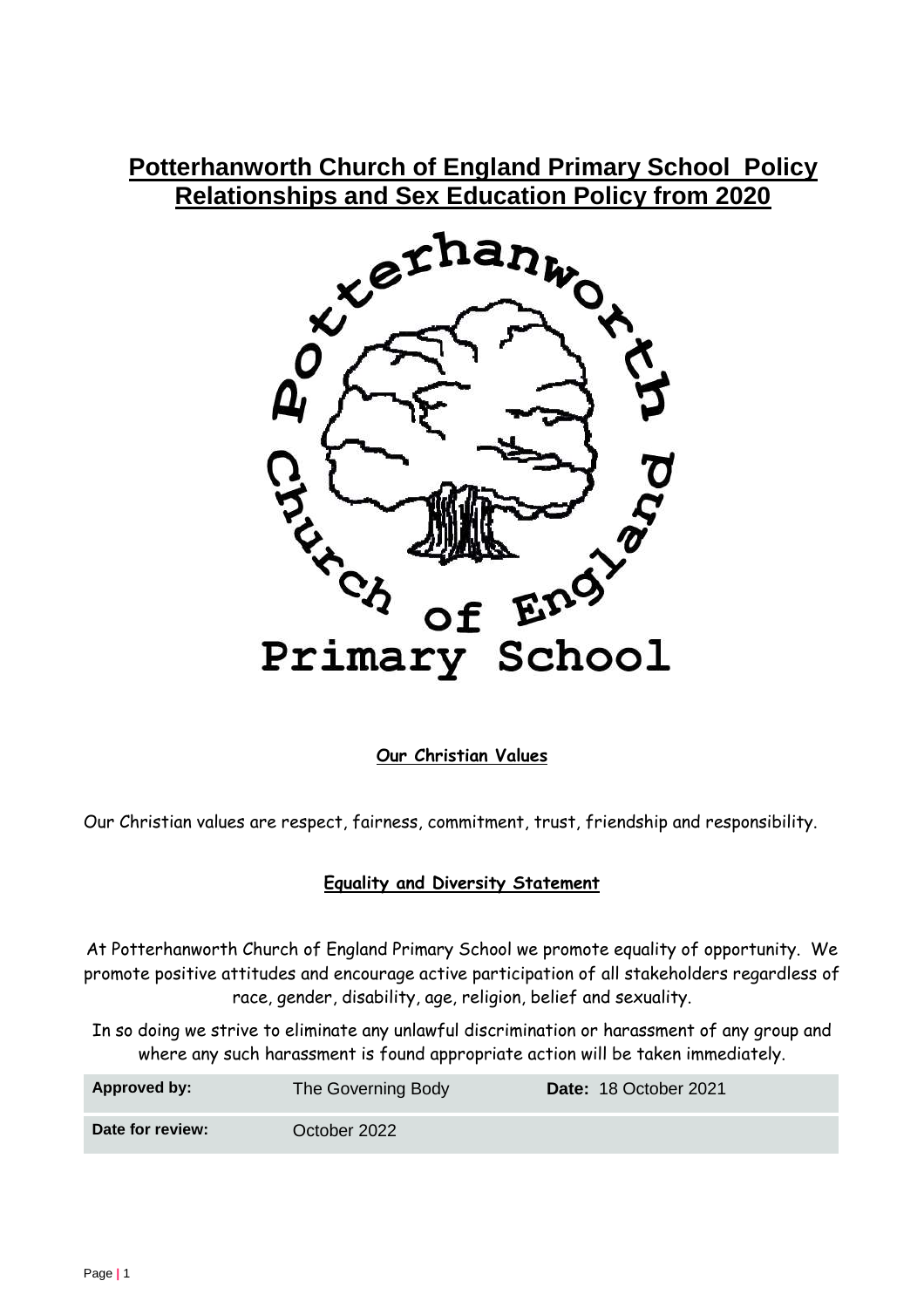# Potterhanworth Church of England Primary School Policy Relationships and Sex Education Policy from 2020

**Our Christian Values**

Our Christian values are respect, fairness, commitment, trust, friendship and responsibility.

**Equality and Diversity Statement**

At Potterhanworth Church of England Primary School we promote equality of opportunity. We promote positive attitudes and encourage active participation of all stakeholders regardless of race, gender, disability, age, religion, belief and sexuality.

In so doing we strive to eliminate any unlawful discrimination or harassment of any group and where any such harassment is found appropriate action will be taken immediately.

| **Approved by:** | The Governing Body | **Date:** 18 October 2021 |
| --- | --- | --- |
| **Date for review:** | October 2022 | |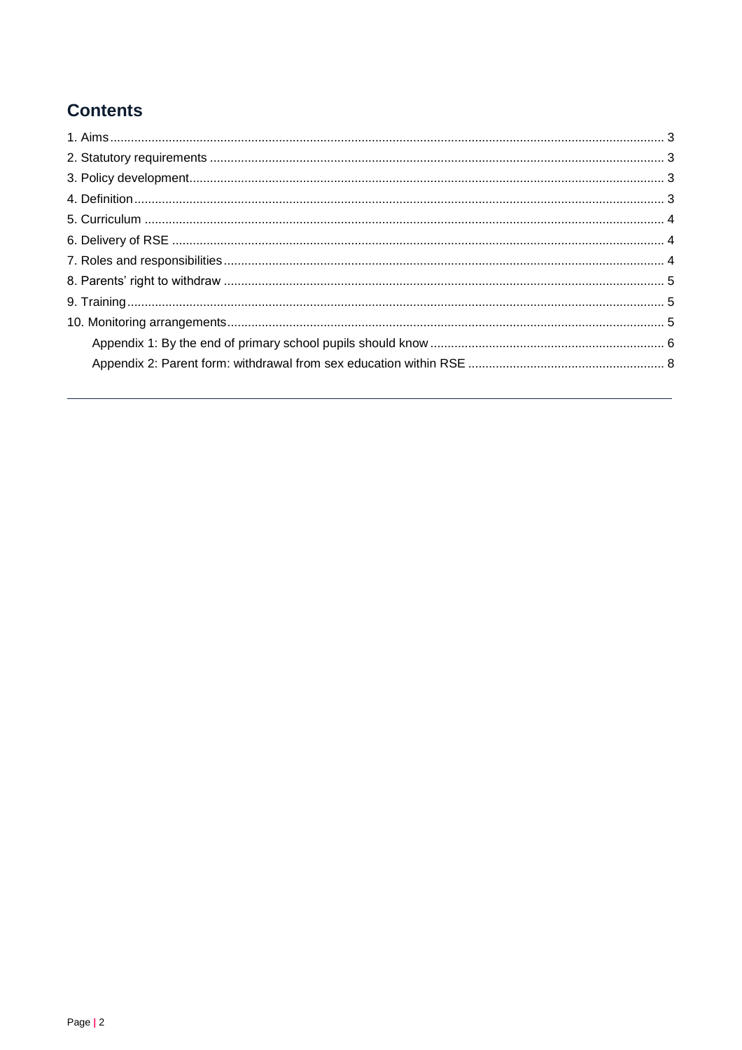# Contents

1. Aims ........ 3
2. Statutory requirements ........ 3
3. Policy development ........ 3
4. Definition ........ 3
5. Curriculum ........ 4
6. Delivery of RSE ........ 4
7. Roles and responsibilities ........ 4
8. Parents' right to withdraw ........ 5
9. Training ........ 5
10. Monitoring arrangements ........ 5
    - Appendix 1: By the end of primary school pupils should know ........ 6
    - Appendix 2: Parent form: withdrawal from sex education within RSE ........ 8

---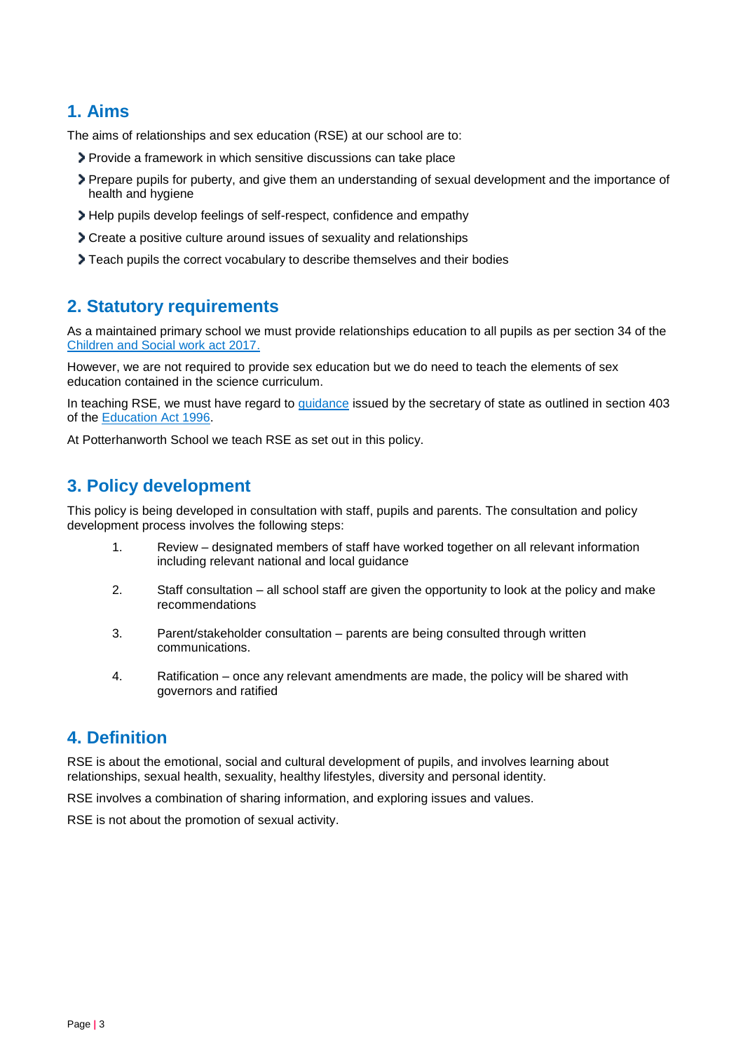## 1. Aims

The aims of relationships and sex education (RSE) at our school are to:

- Provide a framework in which sensitive discussions can take place
- Prepare pupils for puberty, and give them an understanding of sexual development and the importance of health and hygiene
- Help pupils develop feelings of self-respect, confidence and empathy
- Create a positive culture around issues of sexuality and relationships
- Teach pupils the correct vocabulary to describe themselves and their bodies

## 2. Statutory requirements

As a maintained primary school we must provide relationships education to all pupils as per section 34 of the Children and Social work act 2017.

However, we are not required to provide sex education but we do need to teach the elements of sex education contained in the science curriculum.

In teaching RSE, we must have regard to guidance issued by the secretary of state as outlined in section 403 of the Education Act 1996.

At Potterhanworth School we teach RSE as set out in this policy.

## 3. Policy development

This policy is being developed in consultation with staff, pupils and parents. The consultation and policy development process involves the following steps:

1. Review – designated members of staff have worked together on all relevant information including relevant national and local guidance
2. Staff consultation – all school staff are given the opportunity to look at the policy and make recommendations
3. Parent/stakeholder consultation – parents are being consulted through written communications.
4. Ratification – once any relevant amendments are made, the policy will be shared with governors and ratified

## 4. Definition

RSE is about the emotional, social and cultural development of pupils, and involves learning about relationships, sexual health, sexuality, healthy lifestyles, diversity and personal identity.

RSE involves a combination of sharing information, and exploring issues and values.

RSE is not about the promotion of sexual activity.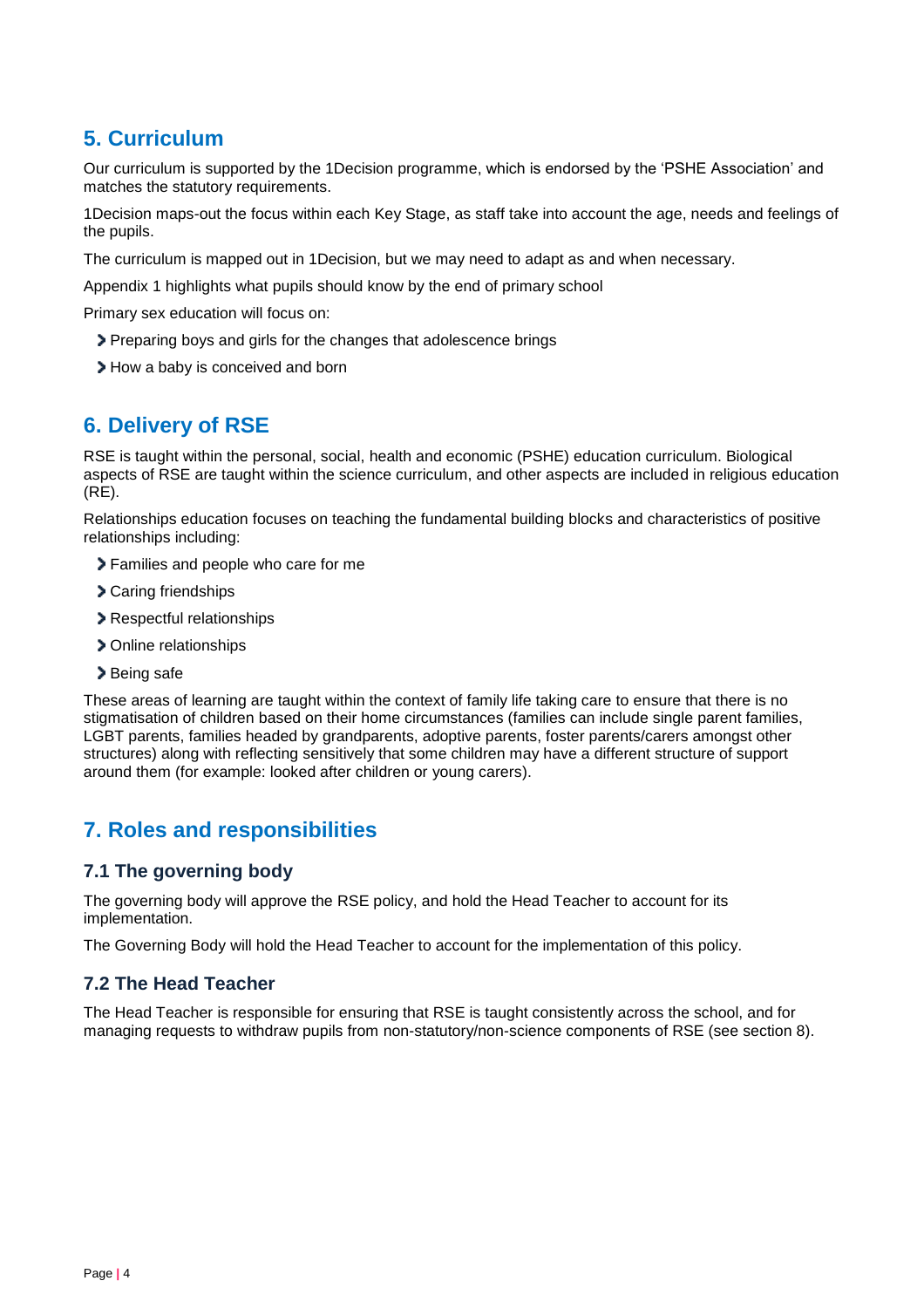## 5. Curriculum

Our curriculum is supported by the 1Decision programme, which is endorsed by the 'PSHE Association' and matches the statutory requirements.

1Decision maps-out the focus within each Key Stage, as staff take into account the age, needs and feelings of the pupils.

The curriculum is mapped out in 1Decision, but we may need to adapt as and when necessary.

Appendix 1 highlights what pupils should know by the end of primary school

Primary sex education will focus on:

- Preparing boys and girls for the changes that adolescence brings
- How a baby is conceived and born

## 6. Delivery of RSE

RSE is taught within the personal, social, health and economic (PSHE) education curriculum. Biological aspects of RSE are taught within the science curriculum, and other aspects are included in religious education (RE).

Relationships education focuses on teaching the fundamental building blocks and characteristics of positive relationships including:

- Families and people who care for me
- Caring friendships
- Respectful relationships
- Online relationships
- Being safe

These areas of learning are taught within the context of family life taking care to ensure that there is no stigmatisation of children based on their home circumstances (families can include single parent families, LGBT parents, families headed by grandparents, adoptive parents, foster parents/carers amongst other structures) along with reflecting sensitively that some children may have a different structure of support around them (for example: looked after children or young carers).

## 7. Roles and responsibilities

### 7.1 The governing body

The governing body will approve the RSE policy, and hold the Head Teacher to account for its implementation.

The Governing Body will hold the Head Teacher to account for the implementation of this policy.

### 7.2 The Head Teacher

The Head Teacher is responsible for ensuring that RSE is taught consistently across the school, and for managing requests to withdraw pupils from non-statutory/non-science components of RSE (see section 8).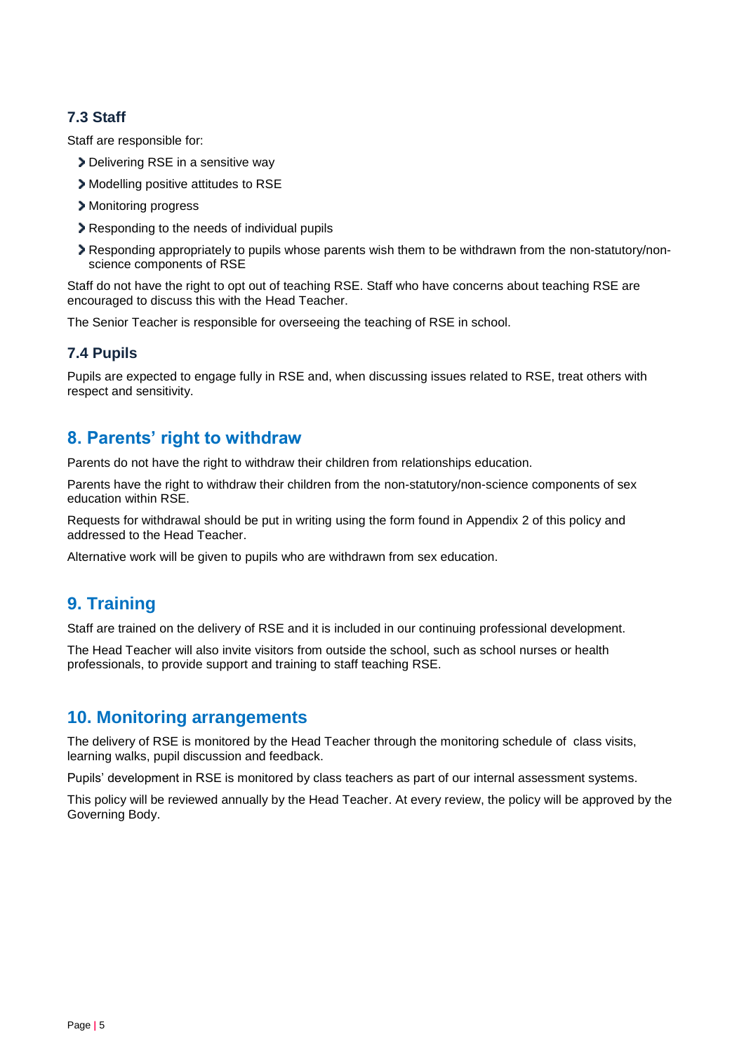### 7.3 Staff

Staff are responsible for:

- Delivering RSE in a sensitive way
- Modelling positive attitudes to RSE
- Monitoring progress
- Responding to the needs of individual pupils
- Responding appropriately to pupils whose parents wish them to be withdrawn from the non-statutory/non-science components of RSE

Staff do not have the right to opt out of teaching RSE. Staff who have concerns about teaching RSE are encouraged to discuss this with the Head Teacher.

The Senior Teacher is responsible for overseeing the teaching of RSE in school.

### 7.4 Pupils

Pupils are expected to engage fully in RSE and, when discussing issues related to RSE, treat others with respect and sensitivity.

## 8. Parents' right to withdraw

Parents do not have the right to withdraw their children from relationships education.

Parents have the right to withdraw their children from the non-statutory/non-science components of sex education within RSE.

Requests for withdrawal should be put in writing using the form found in Appendix 2 of this policy and addressed to the Head Teacher.

Alternative work will be given to pupils who are withdrawn from sex education.

## 9. Training

Staff are trained on the delivery of RSE and it is included in our continuing professional development.

The Head Teacher will also invite visitors from outside the school, such as school nurses or health professionals, to provide support and training to staff teaching RSE.

## 10. Monitoring arrangements

The delivery of RSE is monitored by the Head Teacher through the monitoring schedule of class visits, learning walks, pupil discussion and feedback.

Pupils' development in RSE is monitored by class teachers as part of our internal assessment systems.

This policy will be reviewed annually by the Head Teacher. At every review, the policy will be approved by the Governing Body.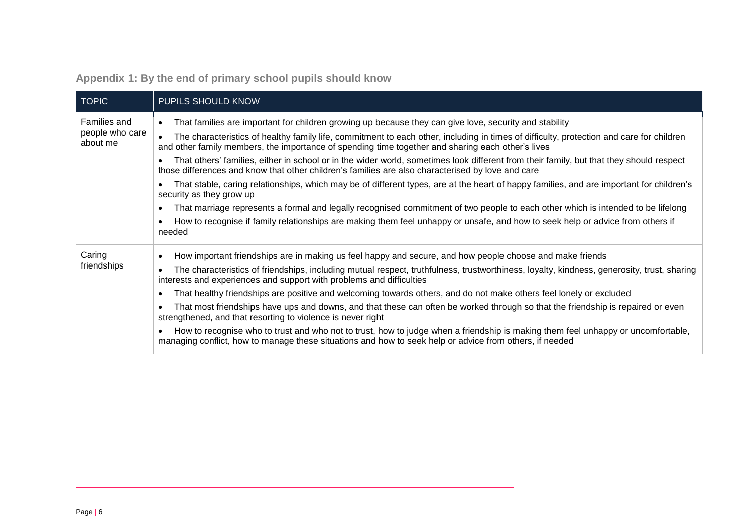## Appendix 1: By the end of primary school pupils should know

| TOPIC | PUPILS SHOULD KNOW |
|---|---|
| Families and people who care about me | • That families are important for children growing up because they can give love, security and stability<br>• The characteristics of healthy family life, commitment to each other, including in times of difficulty, protection and care for children and other family members, the importance of spending time together and sharing each other's lives<br>• That others' families, either in school or in the wider world, sometimes look different from their family, but that they should respect those differences and know that other children's families are also characterised by love and care<br>• That stable, caring relationships, which may be of different types, are at the heart of happy families, and are important for children's security as they grow up<br>• That marriage represents a formal and legally recognised commitment of two people to each other which is intended to be lifelong<br>• How to recognise if family relationships are making them feel unhappy or unsafe, and how to seek help or advice from others if needed |
| Caring friendships | • How important friendships are in making us feel happy and secure, and how people choose and make friends<br>• The characteristics of friendships, including mutual respect, truthfulness, trustworthiness, loyalty, kindness, generosity, trust, sharing interests and experiences and support with problems and difficulties<br>• That healthy friendships are positive and welcoming towards others, and do not make others feel lonely or excluded<br>• That most friendships have ups and downs, and that these can often be worked through so that the friendship is repaired or even strengthened, and that resorting to violence is never right<br>• How to recognise who to trust and who not to trust, how to judge when a friendship is making them feel unhappy or uncomfortable, managing conflict, how to manage these situations and how to seek help or advice from others, if needed |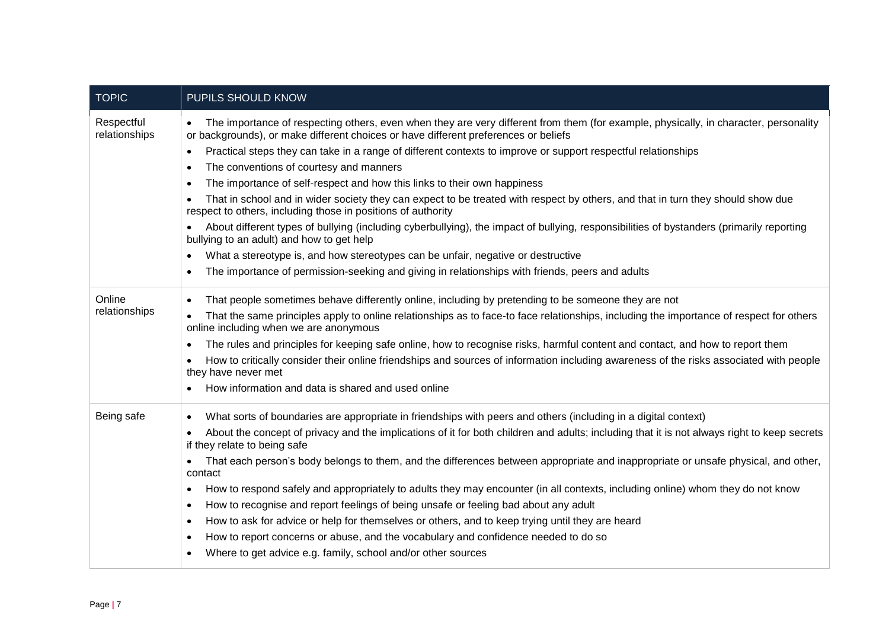| TOPIC | PUPILS SHOULD KNOW |
|---|---|
| Respectful relationships | • The importance of respecting others, even when they are very different from them (for example, physically, in character, personality or backgrounds), or make different choices or have different preferences or beliefs<br>• Practical steps they can take in a range of different contexts to improve or support respectful relationships<br>• The conventions of courtesy and manners<br>• The importance of self-respect and how this links to their own happiness<br>• That in school and in wider society they can expect to be treated with respect by others, and that in turn they should show due respect to others, including those in positions of authority<br>• About different types of bullying (including cyberbullying), the impact of bullying, responsibilities of bystanders (primarily reporting bullying to an adult) and how to get help<br>• What a stereotype is, and how stereotypes can be unfair, negative or destructive<br>• The importance of permission-seeking and giving in relationships with friends, peers and adults |
| Online relationships | • That people sometimes behave differently online, including by pretending to be someone they are not<br>• That the same principles apply to online relationships as to face-to face relationships, including the importance of respect for others online including when we are anonymous<br>• The rules and principles for keeping safe online, how to recognise risks, harmful content and contact, and how to report them<br>• How to critically consider their online friendships and sources of information including awareness of the risks associated with people they have never met<br>• How information and data is shared and used online |
| Being safe | • What sorts of boundaries are appropriate in friendships with peers and others (including in a digital context)<br>• About the concept of privacy and the implications of it for both children and adults; including that it is not always right to keep secrets if they relate to being safe<br>• That each person's body belongs to them, and the differences between appropriate and inappropriate or unsafe physical, and other, contact<br>• How to respond safely and appropriately to adults they may encounter (in all contexts, including online) whom they do not know<br>• How to recognise and report feelings of being unsafe or feeling bad about any adult<br>• How to ask for advice or help for themselves or others, and to keep trying until they are heard<br>• How to report concerns or abuse, and the vocabulary and confidence needed to do so<br>• Where to get advice e.g. family, school and/or other sources |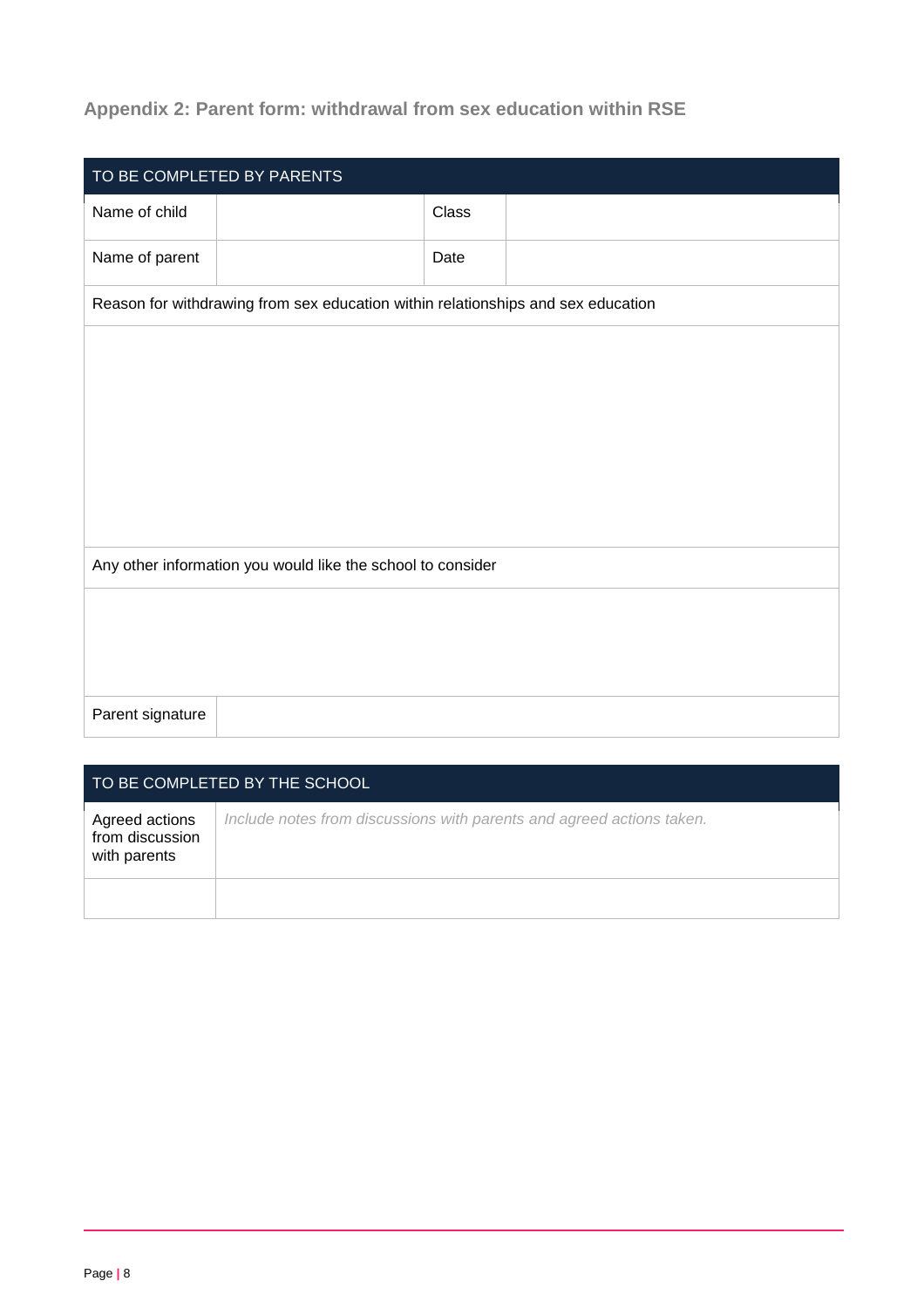## Appendix 2: Parent form: withdrawal from sex education within RSE

| TO BE COMPLETED BY PARENTS | | | |
|---|---|---|---|
| Name of child | | Class | |
| Name of parent | | Date | |
| Reason for withdrawing from sex education within relationships and sex education | | | |
| | | | |
| Any other information you would like the school to consider | | | |
| | | | |
| Parent signature | | | |

| TO BE COMPLETED BY THE SCHOOL | |
|---|---|
| Agreed actions from discussion with parents | *Include notes from discussions with parents and agreed actions taken.* |
| | |